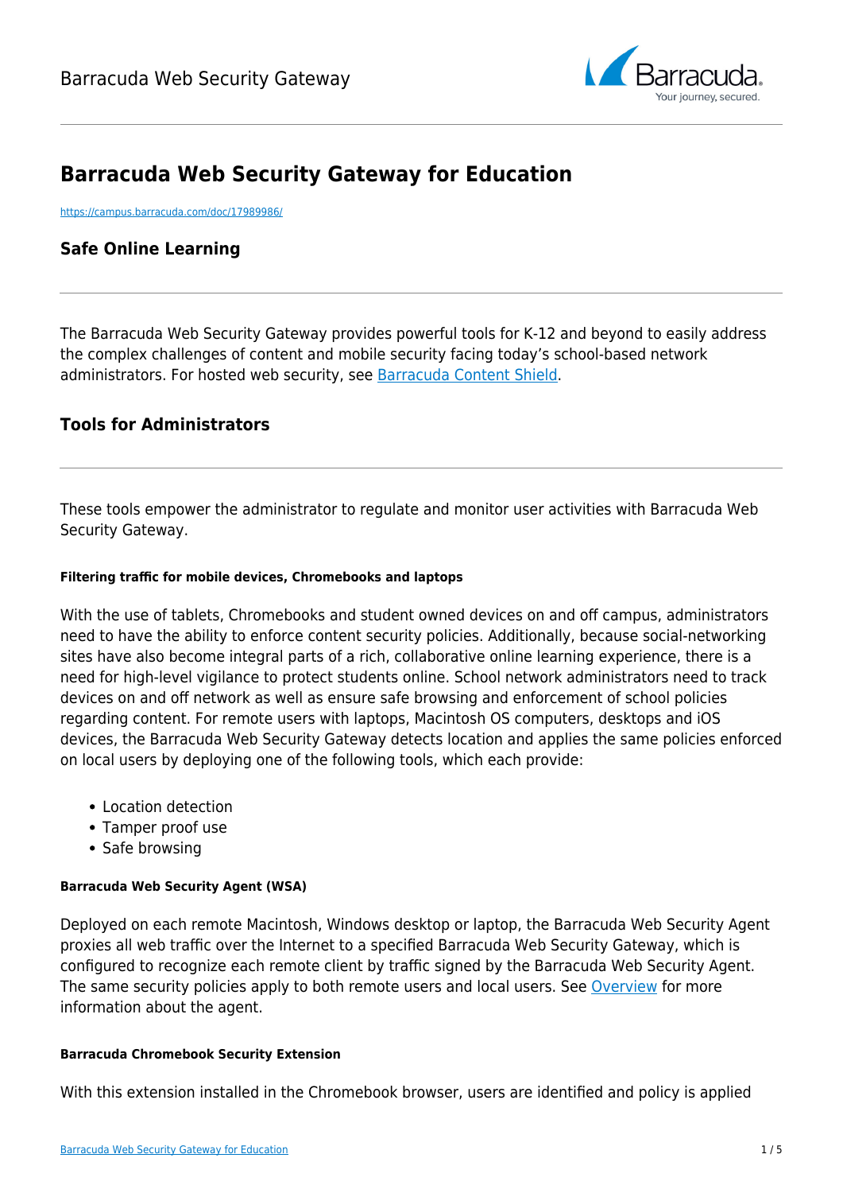# Barracuda Web Security Gateway for Education

https://campus.barracuda.com/doc/17989986/

## Safe Online Learning

The Barracuda Web Security Gateway provides powerful tools for K-12 and beyond to easily address the complex challenges of content and mobile security facing today's school-based network administrators. For hosted web security, see Barracuda Content Shield.

## Tools for Administrators

These tools empower the administrator to regulate and monitor user activities with Barracuda Web Security Gateway.

##### Filtering traffic for mobile devices, Chromebooks and laptops

With the use of tablets, Chromebooks and student owned devices on and off campus, administrators need to have the ability to enforce content security policies. Additionally, because social-networking sites have also become integral parts of a rich, collaborative online learning experience, there is a need for high-level vigilance to protect students online. School network administrators need to track devices on and off network as well as ensure safe browsing and enforcement of school policies regarding content. For remote users with laptops, Macintosh OS computers, desktops and iOS devices, the Barracuda Web Security Gateway detects location and applies the same policies enforced on local users by deploying one of the following tools, which each provide:

- Location detection
- Tamper proof use
- Safe browsing

##### Barracuda Web Security Agent (WSA)

Deployed on each remote Macintosh, Windows desktop or laptop, the Barracuda Web Security Agent proxies all web traffic over the Internet to a specified Barracuda Web Security Gateway, which is configured to recognize each remote client by traffic signed by the Barracuda Web Security Agent. The same security policies apply to both remote users and local users. See Overview for more information about the agent.

##### Barracuda Chromebook Security Extension

With this extension installed in the Chromebook browser, users are identified and policy is applied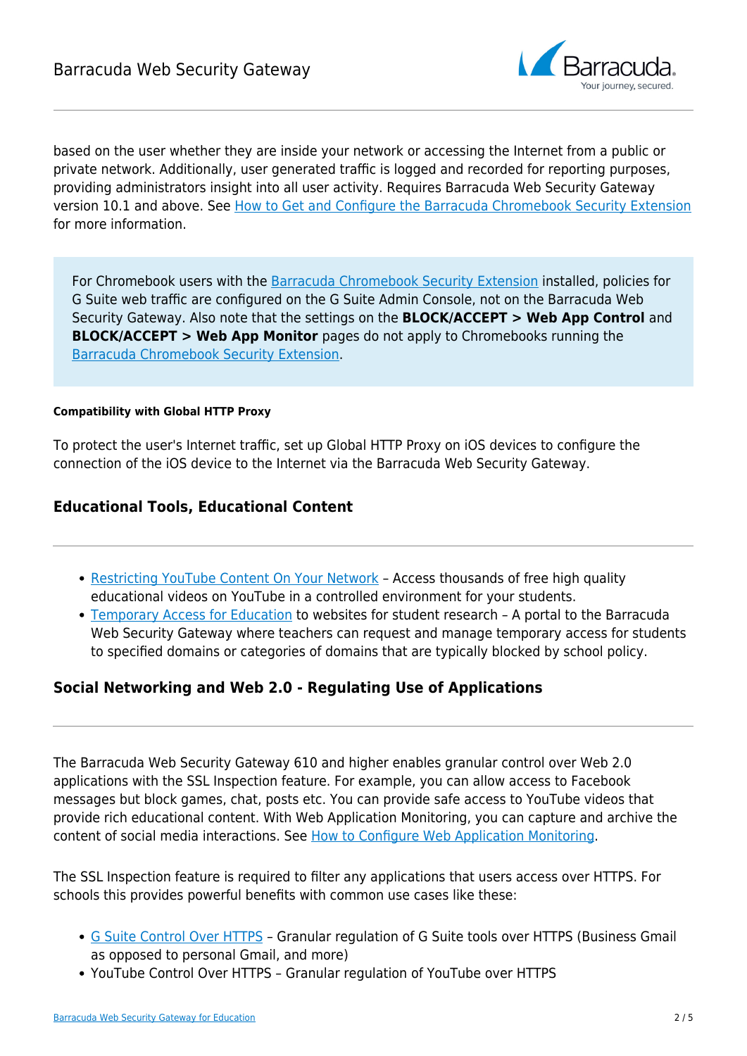based on the user whether they are inside your network or accessing the Internet from a public or private network. Additionally, user generated traffic is logged and recorded for reporting purposes, providing administrators insight into all user activity. Requires Barracuda Web Security Gateway version 10.1 and above. See How to Get and Configure the Barracuda Chromebook Security Extension for more information.

For Chromebook users with the Barracuda Chromebook Security Extension installed, policies for G Suite web traffic are configured on the G Suite Admin Console, not on the Barracuda Web Security Gateway. Also note that the settings on the **BLOCK/ACCEPT > Web App Control** and **BLOCK/ACCEPT > Web App Monitor** pages do not apply to Chromebooks running the Barracuda Chromebook Security Extension.

##### Compatibility with Global HTTP Proxy

To protect the user's Internet traffic, set up Global HTTP Proxy on iOS devices to configure the connection of the iOS device to the Internet via the Barracuda Web Security Gateway.

### Educational Tools, Educational Content

- Restricting YouTube Content On Your Network – Access thousands of free high quality educational videos on YouTube in a controlled environment for your students.
- Temporary Access for Education to websites for student research – A portal to the Barracuda Web Security Gateway where teachers can request and manage temporary access for students to specified domains or categories of domains that are typically blocked by school policy.

### Social Networking and Web 2.0 - Regulating Use of Applications

The Barracuda Web Security Gateway 610 and higher enables granular control over Web 2.0 applications with the SSL Inspection feature. For example, you can allow access to Facebook messages but block games, chat, posts etc. You can provide safe access to YouTube videos that provide rich educational content. With Web Application Monitoring, you can capture and archive the content of social media interactions. See How to Configure Web Application Monitoring.

The SSL Inspection feature is required to filter any applications that users access over HTTPS. For schools this provides powerful benefits with common use cases like these:

- G Suite Control Over HTTPS – Granular regulation of G Suite tools over HTTPS (Business Gmail as opposed to personal Gmail, and more)
- YouTube Control Over HTTPS – Granular regulation of YouTube over HTTPS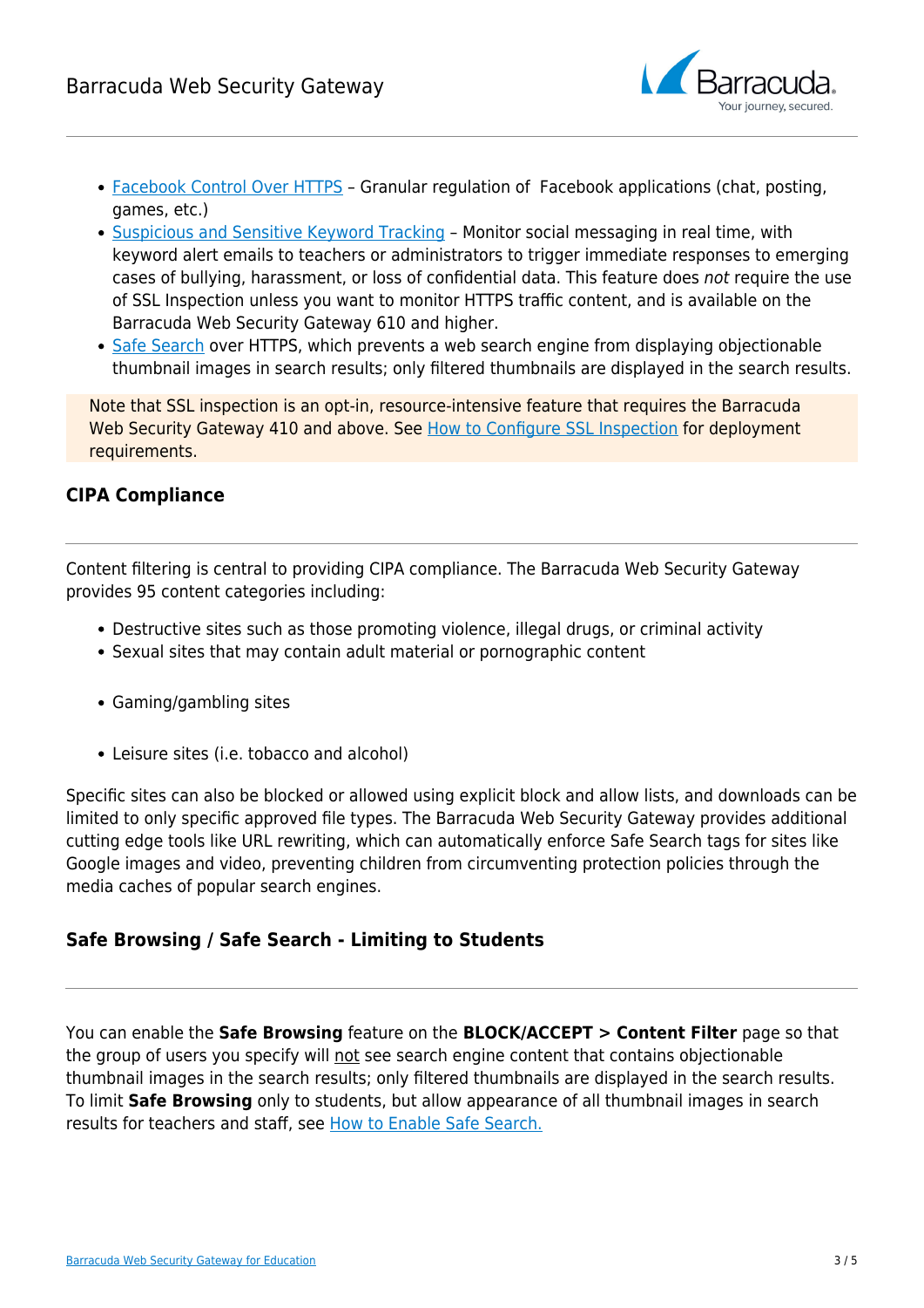- Facebook Control Over HTTPS – Granular regulation of Facebook applications (chat, posting, games, etc.)
- Suspicious and Sensitive Keyword Tracking – Monitor social messaging in real time, with keyword alert emails to teachers or administrators to trigger immediate responses to emerging cases of bullying, harassment, or loss of confidential data. This feature does *not* require the use of SSL Inspection unless you want to monitor HTTPS traffic content, and is available on the Barracuda Web Security Gateway 610 and higher.
- Safe Search over HTTPS, which prevents a web search engine from displaying objectionable thumbnail images in search results; only filtered thumbnails are displayed in the search results.

Note that SSL inspection is an opt-in, resource-intensive feature that requires the Barracuda Web Security Gateway 410 and above. See How to Configure SSL Inspection for deployment requirements.

### CIPA Compliance

Content filtering is central to providing CIPA compliance. The Barracuda Web Security Gateway provides 95 content categories including:

- Destructive sites such as those promoting violence, illegal drugs, or criminal activity
- Sexual sites that may contain adult material or pornographic content
- Gaming/gambling sites
- Leisure sites (i.e. tobacco and alcohol)

Specific sites can also be blocked or allowed using explicit block and allow lists, and downloads can be limited to only specific approved file types. The Barracuda Web Security Gateway provides additional cutting edge tools like URL rewriting, which can automatically enforce Safe Search tags for sites like Google images and video, preventing children from circumventing protection policies through the media caches of popular search engines.

### Safe Browsing / Safe Search - Limiting to Students

You can enable the **Safe Browsing** feature on the **BLOCK/ACCEPT > Content Filter** page so that the group of users you specify will not see search engine content that contains objectionable thumbnail images in the search results; only filtered thumbnails are displayed in the search results. To limit **Safe Browsing** only to students, but allow appearance of all thumbnail images in search results for teachers and staff, see How to Enable Safe Search.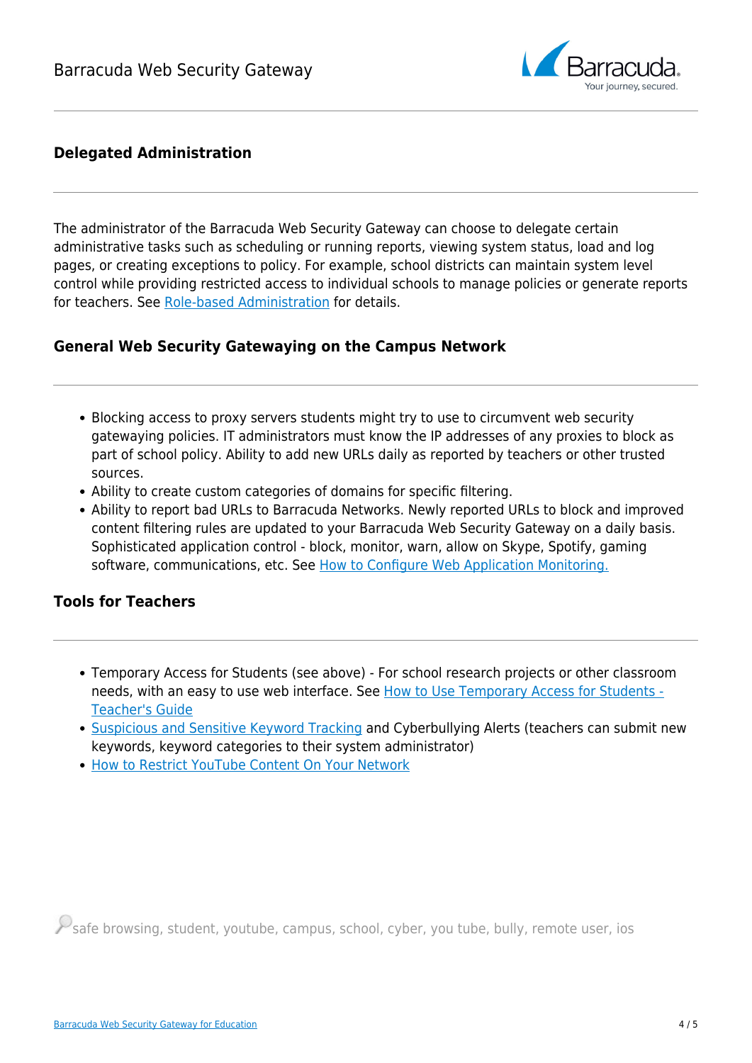### Delegated Administration

The administrator of the Barracuda Web Security Gateway can choose to delegate certain administrative tasks such as scheduling or running reports, viewing system status, load and log pages, or creating exceptions to policy. For example, school districts can maintain system level control while providing restricted access to individual schools to manage policies or generate reports for teachers. See [Role-based Administration]() for details.

### General Web Security Gatewaying on the Campus Network

- Blocking access to proxy servers students might try to use to circumvent web security gatewaying policies. IT administrators must know the IP addresses of any proxies to block as part of school policy. Ability to add new URLs daily as reported by teachers or other trusted sources.
- Ability to create custom categories of domains for specific filtering.
- Ability to report bad URLs to Barracuda Networks. Newly reported URLs to block and improved content filtering rules are updated to your Barracuda Web Security Gateway on a daily basis. Sophisticated application control - block, monitor, warn, allow on Skype, Spotify, gaming software, communications, etc. See [How to Configure Web Application Monitoring.]()

### Tools for Teachers

- Temporary Access for Students (see above) - For school research projects or other classroom needs, with an easy to use web interface. See [How to Use Temporary Access for Students - Teacher's Guide]()
- [Suspicious and Sensitive Keyword Tracking]() and Cyberbullying Alerts (teachers can submit new keywords, keyword categories to their system administrator)
- [How to Restrict YouTube Content On Your Network]()

safe browsing, student, youtube, campus, school, cyber, you tube, bully, remote user, ios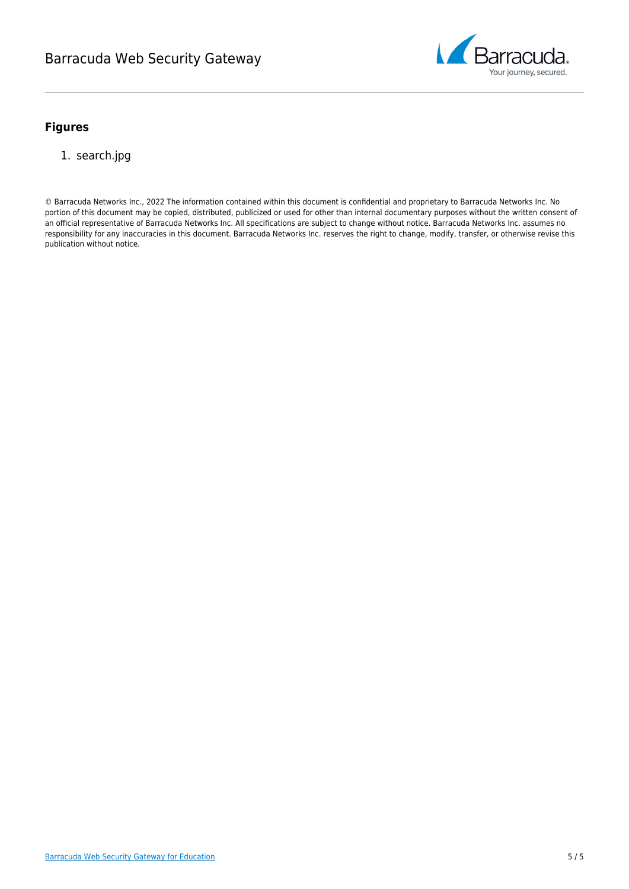## Figures

1. search.jpg

© Barracuda Networks Inc., 2022 The information contained within this document is confidential and proprietary to Barracuda Networks Inc. No portion of this document may be copied, distributed, publicized or used for other than internal documentary purposes without the written consent of an official representative of Barracuda Networks Inc. All specifications are subject to change without notice. Barracuda Networks Inc. assumes no responsibility for any inaccuracies in this document. Barracuda Networks Inc. reserves the right to change, modify, transfer, or otherwise revise this publication without notice.